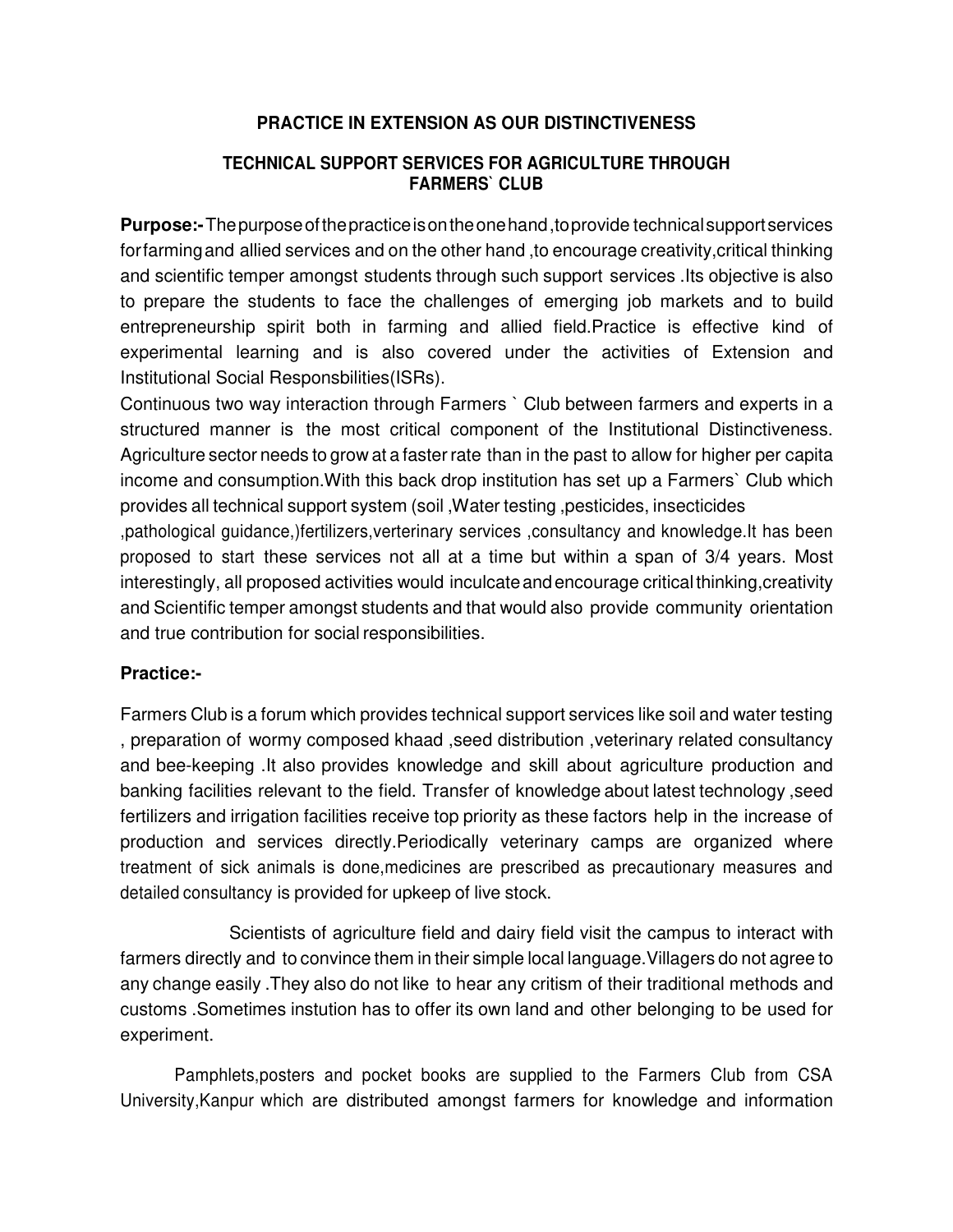## PRACTICE IN EXTENSION AS OUR DISTINCTIVENESS

### TECHNICAL SUPPORT SERVICES FOR AGRICULTURE THROUGH FARMERS` CLUB

**Purpose:-** The purpose of the practice is on the one hand ,to provide technical support services for farming and allied services and on the other hand ,to encourage creativity,critical thinking and scientific temper amongst students through such support services .Its objective is also to prepare the students to face the challenges of emerging job markets and to build entrepreneurship spirit both in farming and allied field.Practice is effective kind of experimental learning and is also covered under the activities of Extension and Institutional Social Responsbilities(ISRs).

Continuous two way interaction through Farmers ` Club between farmers and experts in a structured manner is the most critical component of the Institutional Distinctiveness. Agriculture sector needs to grow at a faster rate than in the past to allow for higher per capita income and consumption.With this back drop institution has set up a Farmers` Club which provides all technical support system (soil ,Water testing ,pesticides, insecticides ,pathological guidance,)fertilizers,verterinary services ,consultancy and knowledge.It has been proposed to start these services not all at a time but within a span of 3/4 years. Most interestingly, all proposed activities would inculcate and encourage critical thinking,creativity and Scientific temper amongst students and that would also provide community orientation and true contribution for social responsibilities.

**Practice:-**

Farmers Club is a forum which provides technical support services like soil and water testing , preparation of wormy composed khaad ,seed distribution ,veterinary related consultancy and bee-keeping .It also provides knowledge and skill about agriculture production and banking facilities relevant to the field. Transfer of knowledge about latest technology ,seed fertilizers and irrigation facilities receive top priority as these factors help in the increase of production and services directly.Periodically veterinary camps are organized where treatment of sick animals is done,medicines are prescribed as precautionary measures and detailed consultancy is provided for upkeep of live stock.

Scientists of agriculture field and dairy field visit the campus to interact with farmers directly and to convince them in their simple local language.Villagers do not agree to any change easily .They also do not like to hear any critism of their traditional methods and customs .Sometimes instution has to offer its own land and other belonging to be used for experiment.

Pamphlets,posters and pocket books are supplied to the Farmers Club from CSA University,Kanpur which are distributed amongst farmers for knowledge and information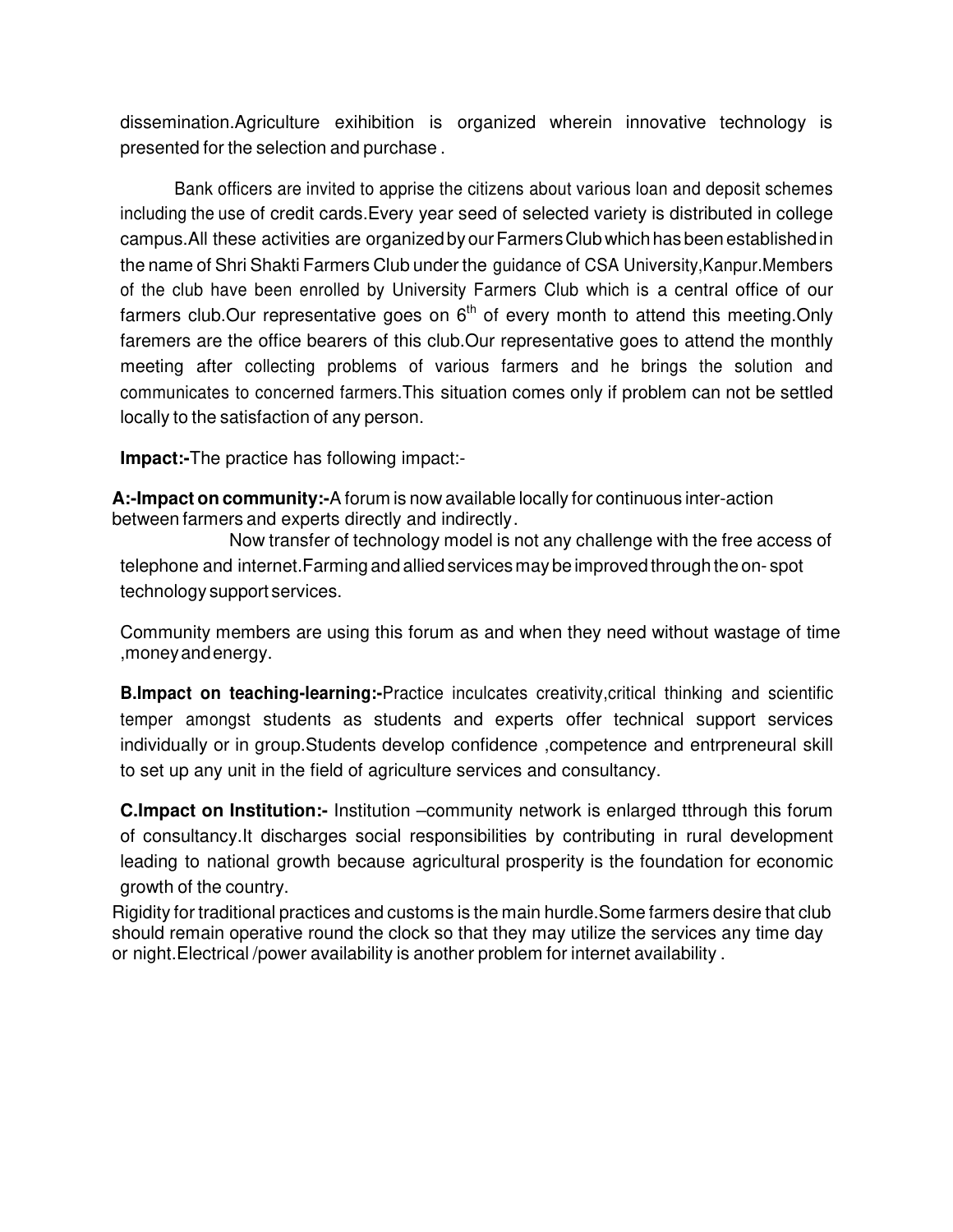dissemination.Agriculture exihibition is organized wherein innovative technology is presented for the selection and purchase .

Bank officers are invited to apprise the citizens about various loan and deposit schemes including the use of credit cards.Every year seed of selected variety is distributed in college campus.All these activities are organized by our Farmers Club which has been established in the name of Shri Shakti Farmers Club under the guidance of CSA University,Kanpur.Members of the club have been enrolled by University Farmers Club which is a central office of our farmers club.Our representative goes on 6th of every month to attend this meeting.Only faremers are the office bearers of this club.Our representative goes to attend the monthly meeting after collecting problems of various farmers and he brings the solution and communicates to concerned farmers.This situation comes only if problem can not be settled locally to the satisfaction of any person.

**Impact:-**The practice has following impact:-

**A:-Impact on community:-**A forum is now available locally for continuous inter-action between farmers and experts directly and indirectly.

Now transfer of technology model is not any challenge with the free access of telephone and internet.Farming and allied services may be improved through the on- spot technology support services.

Community members are using this forum as and when they need without wastage of time ,money and energy.

**B.Impact on teaching-learning:-**Practice inculcates creativity,critical thinking and scientific temper amongst students as students and experts offer technical support services individually or in group.Students develop confidence ,competence and entrpreneural skill to set up any unit in the field of agriculture services and consultancy.

**C.Impact on Institution:-** Institution –community network is enlarged tthrough this forum of consultancy.It discharges social responsibilities by contributing in rural development leading to national growth because agricultural prosperity is the foundation for economic growth of the country.

Rigidity for traditional practices and customs is the main hurdle.Some farmers desire that club should remain operative round the clock so that they may utilize the services any time day or night.Electrical /power availability is another problem for internet availability .